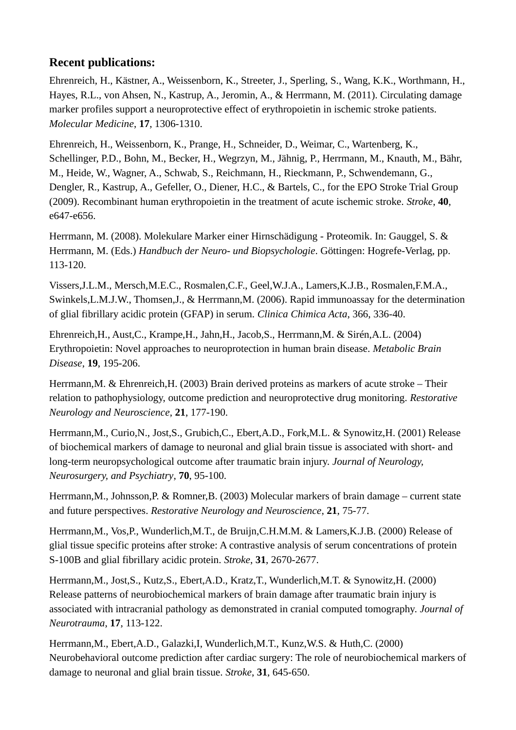### Recent publications:

Ehrenreich, H., Kästner, A., Weissenborn, K., Streeter, J., Sperling, S., Wang, K.K., Worthmann, H., Hayes, R.L., von Ahsen, N., Kastrup, A., Jeromin, A., & Herrmann, M. (2011). Circulating damage marker profiles support a neuroprotective effect of erythropoietin in ischemic stroke patients. *Molecular Medicine*, **17**, 1306-1310.

Ehrenreich, H., Weissenborn, K., Prange, H., Schneider, D., Weimar, C., Wartenberg, K., Schellinger, P.D., Bohn, M., Becker, H., Wegrzyn, M., Jähnig, P., Herrmann, M., Knauth, M., Bähr, M., Heide, W., Wagner, A., Schwab, S., Reichmann, H., Rieckmann, P., Schwendemann, G., Dengler, R., Kastrup, A., Gefeller, O., Diener, H.C., & Bartels, C., for the EPO Stroke Trial Group (2009). Recombinant human erythropoietin in the treatment of acute ischemic stroke. *Stroke*, **40**, e647-e656.

Herrmann, M. (2008). Molekulare Marker einer Hirnschädigung - Proteomik. In: Gauggel, S. & Herrmann, M. (Eds.) *Handbuch der Neuro- und Biopsychologie*. Göttingen: Hogrefe-Verlag, pp. 113-120.

Vissers,J.L.M., Mersch,M.E.C., Rosmalen,C.F., Geel,W.J.A., Lamers,K.J.B., Rosmalen,F.M.A., Swinkels,L.M.J.W., Thomsen,J., & Herrmann,M. (2006). Rapid immunoassay for the determination of glial fibrillary acidic protein (GFAP) in serum. *Clinica Chimica Acta*, 366, 336-40.

Ehrenreich,H., Aust,C., Krampe,H., Jahn,H., Jacob,S., Herrmann,M. & Sirén,A.L. (2004) Erythropoietin: Novel approaches to neuroprotection in human brain disease. *Metabolic Brain Disease*, **19**, 195-206.

Herrmann,M. & Ehrenreich,H. (2003) Brain derived proteins as markers of acute stroke – Their relation to pathophysiology, outcome prediction and neuroprotective drug monitoring. *Restorative Neurology and Neuroscience*, **21**, 177-190.

Herrmann,M., Curio,N., Jost,S., Grubich,C., Ebert,A.D., Fork,M.L. & Synowitz,H. (2001) Release of biochemical markers of damage to neuronal and glial brain tissue is associated with short- and long-term neuropsychological outcome after traumatic brain injury. *Journal of Neurology, Neurosurgery, and Psychiatry*, **70**, 95-100.

Herrmann,M., Johnsson,P. & Romner,B. (2003) Molecular markers of brain damage – current state and future perspectives. *Restorative Neurology and Neuroscience*, **21**, 75-77.

Herrmann,M., Vos,P., Wunderlich,M.T., de Bruijn,C.H.M.M. & Lamers,K.J.B. (2000) Release of glial tissue specific proteins after stroke: A contrastive analysis of serum concentrations of protein S-100B and glial fibrillary acidic protein. *Stroke*, **31**, 2670-2677.

Herrmann,M., Jost,S., Kutz,S., Ebert,A.D., Kratz,T., Wunderlich,M.T. & Synowitz,H. (2000) Release patterns of neurobiochemical markers of brain damage after traumatic brain injury is associated with intracranial pathology as demonstrated in cranial computed tomography. *Journal of Neurotrauma*, **17**, 113-122.

Herrmann,M., Ebert,A.D., Galazki,I, Wunderlich,M.T., Kunz,W.S. & Huth,C. (2000) Neurobehavioral outcome prediction after cardiac surgery: The role of neurobiochemical markers of damage to neuronal and glial brain tissue. *Stroke*, **31**, 645-650.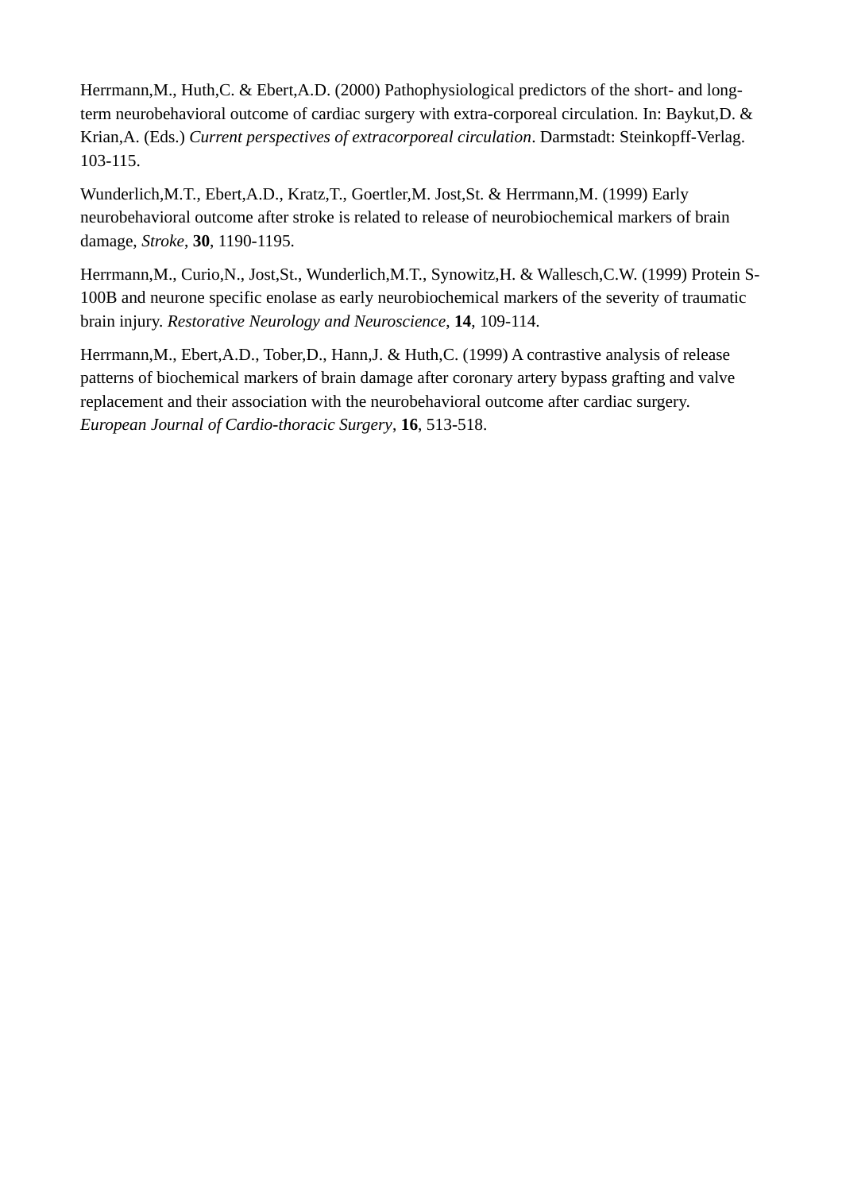Herrmann,M., Huth,C. & Ebert,A.D. (2000) Pathophysiological predictors of the short- and long-term neurobehavioral outcome of cardiac surgery with extra-corporeal circulation. In: Baykut,D. & Krian,A. (Eds.) *Current perspectives of extracorporeal circulation*. Darmstadt: Steinkopff-Verlag. 103-115.

Wunderlich,M.T., Ebert,A.D., Kratz,T., Goertler,M. Jost,St. & Herrmann,M. (1999) Early neurobehavioral outcome after stroke is related to release of neurobiochemical markers of brain damage, *Stroke*, **30**, 1190-1195.

Herrmann,M., Curio,N., Jost,St., Wunderlich,M.T., Synowitz,H. & Wallesch,C.W. (1999) Protein S-100B and neurone specific enolase as early neurobiochemical markers of the severity of traumatic brain injury. *Restorative Neurology and Neuroscience*, **14**, 109-114.

Herrmann,M., Ebert,A.D., Tober,D., Hann,J. & Huth,C. (1999) A contrastive analysis of release patterns of biochemical markers of brain damage after coronary artery bypass grafting and valve replacement and their association with the neurobehavioral outcome after cardiac surgery. *European Journal of Cardio-thoracic Surgery*, **16**, 513-518.